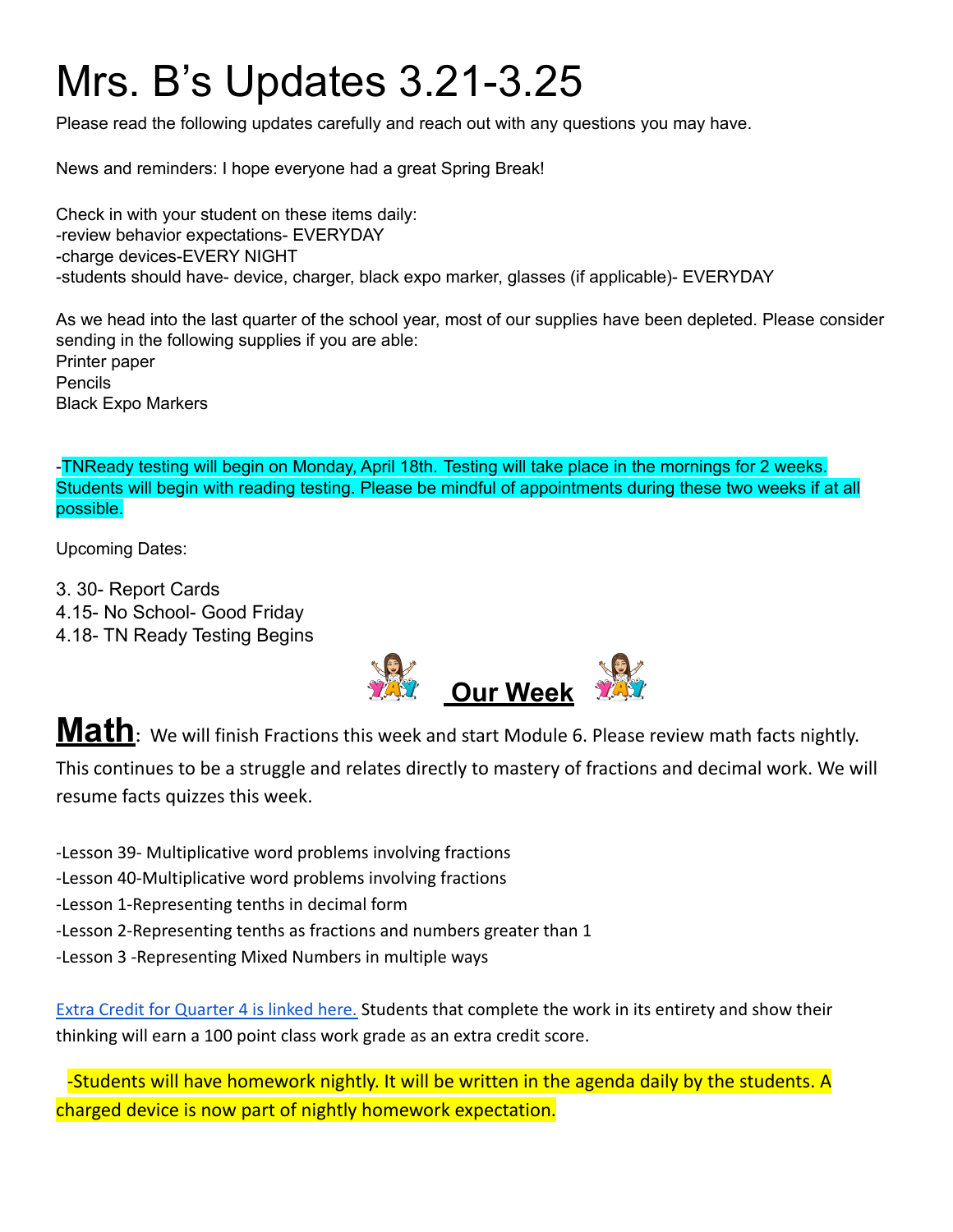# Mrs. B's Updates 3.21-3.25

Please read the following updates carefully and reach out with any questions you may have.

News and reminders: I hope everyone had a great Spring Break!

Check in with your student on these items daily:
-review behavior expectations- EVERYDAY
-charge devices-EVERY NIGHT
-students should have- device, charger, black expo marker, glasses (if applicable)- EVERYDAY

As we head into the last quarter of the school year, most of our supplies have been depleted. Please consider sending in the following supplies if you are able:
Printer paper
Pencils
Black Expo Markers

-TNReady testing will begin on Monday, April 18th. Testing will take place in the mornings for 2 weeks. Students will begin with reading testing. Please be mindful of appointments during these two weeks if at all possible.

Upcoming Dates:

3. 30- Report Cards
4.15- No School- Good Friday
4.18- TN Ready Testing Begins

## Our Week

**Math**: We will finish Fractions this week and start Module 6. Please review math facts nightly. This continues to be a struggle and relates directly to mastery of fractions and decimal work. We will resume facts quizzes this week.

-Lesson 39- Multiplicative word problems involving fractions
-Lesson 40-Multiplicative word problems involving fractions
-Lesson 1-Representing tenths in decimal form
-Lesson 2-Representing tenths as fractions and numbers greater than 1
-Lesson 3 -Representing Mixed Numbers in multiple ways

Extra Credit for Quarter 4 is linked here. Students that complete the work in its entirety and show their thinking will earn a 100 point class work grade as an extra credit score.

-Students will have homework nightly. It will be written in the agenda daily by the students. A charged device is now part of nightly homework expectation.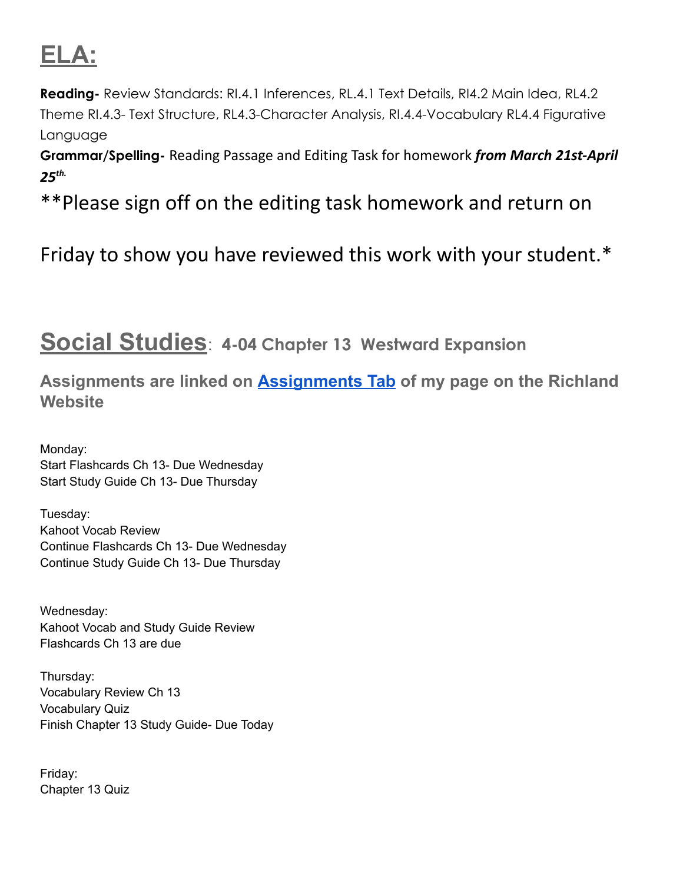# ELA:

**Reading-** Review Standards: RI.4.1 Inferences, RL.4.1 Text Details, RI4.2 Main Idea, RL4.2 Theme RI.4.3- Text Structure, RL4.3-Character Analysis, RI.4.4-Vocabulary RL4.4 Figurative Language

**Grammar/Spelling-** Reading Passage and Editing Task for homework ***from March 21st-April 25th.***

**Please sign off on the editing task homework and return on Friday to show you have reviewed this work with your student.*

## Social Studies: 4-04 Chapter 13 Westward Expansion

**Assignments are linked on Assignments Tab of my page on the Richland Website**

Monday:
Start Flashcards Ch 13- Due Wednesday
Start Study Guide Ch 13- Due Thursday

Tuesday:
Kahoot Vocab Review
Continue Flashcards Ch 13- Due Wednesday
Continue Study Guide Ch 13- Due Thursday

Wednesday:
Kahoot Vocab and Study Guide Review
Flashcards Ch 13 are due

Thursday:
Vocabulary Review Ch 13
Vocabulary Quiz
Finish Chapter 13 Study Guide- Due Today

Friday:
Chapter 13 Quiz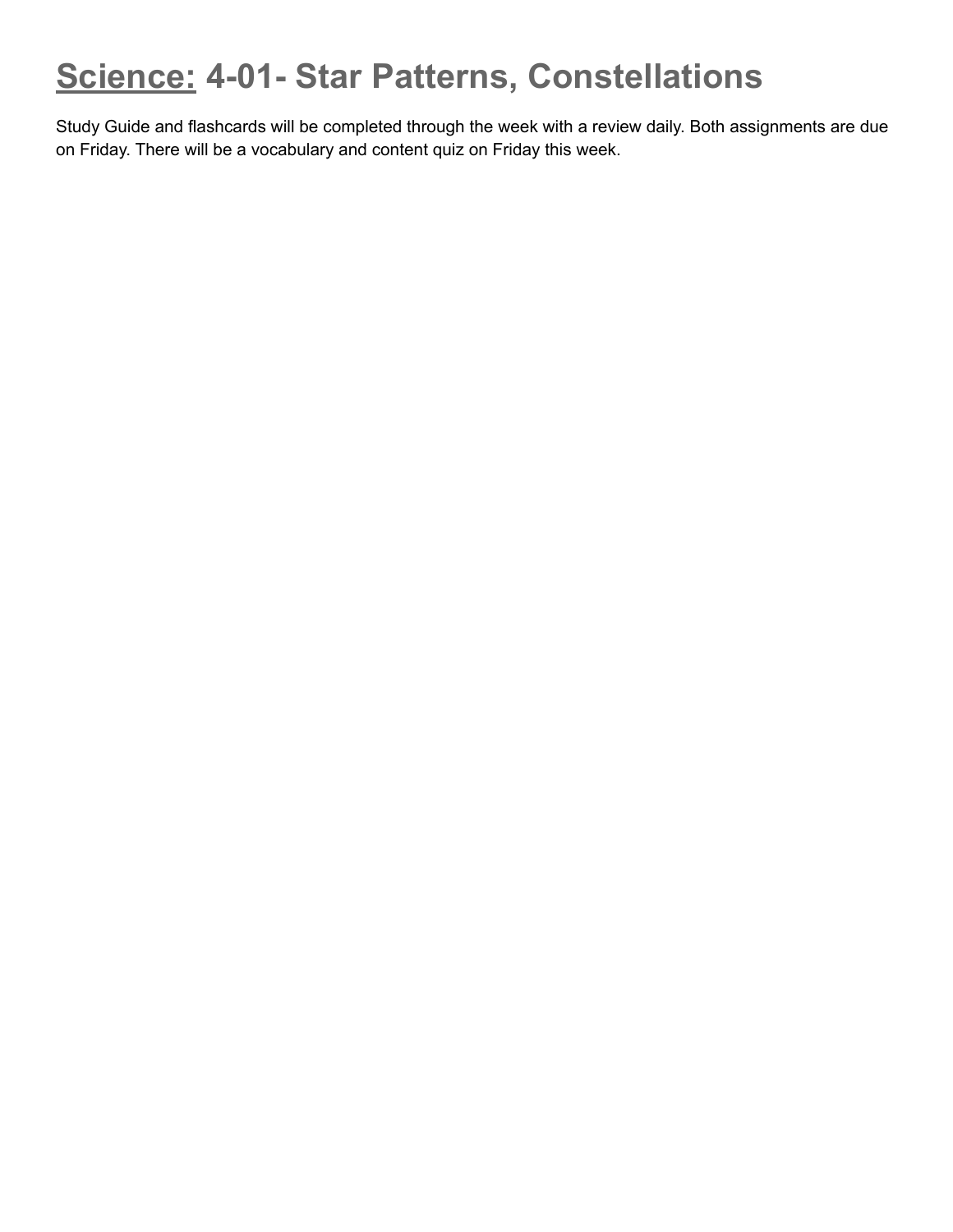# <u>Science:</u> 4-01- Star Patterns, Constellations

Study Guide and flashcards will be completed through the week with a review daily. Both assignments are due on Friday. There will be a vocabulary and content quiz on Friday this week.